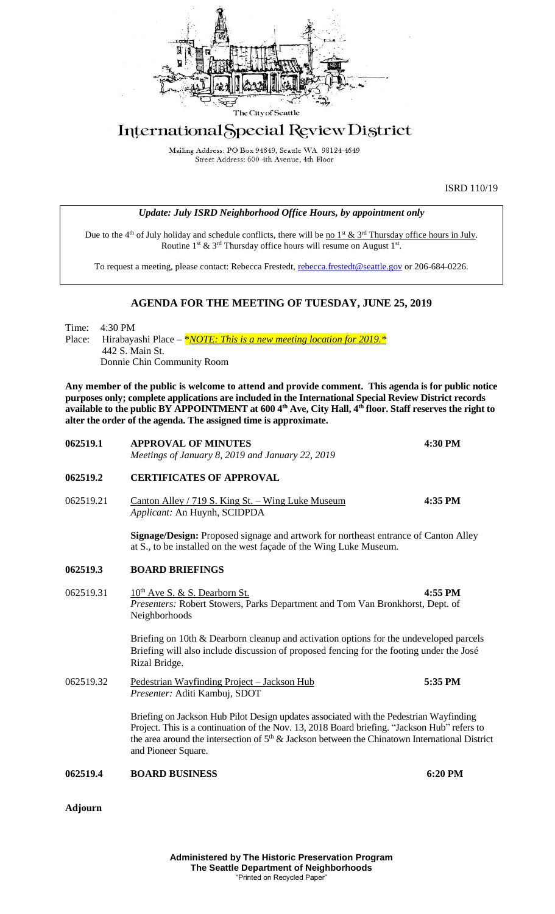The City of Seattle

# International Special Review District

Mailing Address: PO Box 94649, Seattle WA 98124-4649
Street Address: 600 4th Avenue, 4th Floor

ISRD 110/19

***Update: July ISRD Neighborhood Office Hours, by appointment only***

Due to the 4th of July holiday and schedule conflicts, there will be no 1st & 3rd Thursday office hours in July. Routine 1st & 3rd Thursday office hours will resume on August 1st.

To request a meeting, please contact: Rebecca Frestedt, rebecca.frestedt@seattle.gov or 206-684-0226.

## AGENDA FOR THE MEETING OF TUESDAY, JUNE 25, 2019

Time: 4:30 PM
Place: Hirabayashi Place – ****NOTE: This is a new meeting location for 2019.****
442 S. Main St.
Donnie Chin Community Room

**Any member of the public is welcome to attend and provide comment. This agenda is for public notice purposes only; complete applications are included in the International Special Review District records available to the public BY APPOINTMENT at 600 4th Ave, City Hall, 4th floor. Staff reserves the right to alter the order of the agenda. The assigned time is approximate.**

**062519.1 APPROVAL OF MINUTES** — **4:30 PM**
*Meetings of January 8, 2019 and January 22, 2019*

**062519.2 CERTIFICATES OF APPROVAL**

062519.21 Canton Alley / 719 S. King St. – Wing Luke Museum — **4:35 PM**
*Applicant:* An Huynh, SCIDPDA

**Signage/Design:** Proposed signage and artwork for northeast entrance of Canton Alley at S., to be installed on the west façade of the Wing Luke Museum.

**062519.3 BOARD BRIEFINGS**

062519.31 10th Ave S. & S. Dearborn St. — **4:55 PM**
*Presenters:* Robert Stowers, Parks Department and Tom Van Bronkhorst, Dept. of Neighborhoods

Briefing on 10th & Dearborn cleanup and activation options for the undeveloped parcels Briefing will also include discussion of proposed fencing for the footing under the José Rizal Bridge.

062519.32 Pedestrian Wayfinding Project – Jackson Hub — **5:35 PM**
*Presenter:* Aditi Kambuj, SDOT

Briefing on Jackson Hub Pilot Design updates associated with the Pedestrian Wayfinding Project. This is a continuation of the Nov. 13, 2018 Board briefing. "Jackson Hub" refers to the area around the intersection of 5th & Jackson between the Chinatown International District and Pioneer Square.

**062519.4 BOARD BUSINESS** — **6:20 PM**

**Adjourn**

**Administered by The Historic Preservation Program**
**The Seattle Department of Neighborhoods**
"Printed on Recycled Paper"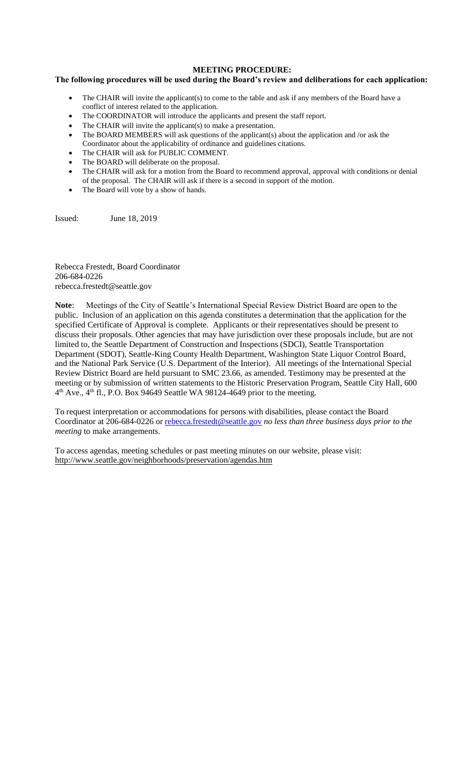**MEETING PROCEDURE:**

**The following procedures will be used during the Board's review and deliberations for each application:**

- The CHAIR will invite the applicant(s) to come to the table and ask if any members of the Board have a conflict of interest related to the application.
- The COORDINATOR will introduce the applicants and present the staff report.
- The CHAIR will invite the applicant(s) to make a presentation.
- The BOARD MEMBERS will ask questions of the applicant(s) about the application and /or ask the Coordinator about the applicability of ordinance and guidelines citations.
- The CHAIR will ask for PUBLIC COMMENT.
- The BOARD will deliberate on the proposal.
- The CHAIR will ask for a motion from the Board to recommend approval, approval with conditions or denial of the proposal. The CHAIR will ask if there is a second in support of the motion.
- The Board will vote by a show of hands.

Issued: June 18, 2019

Rebecca Frestedt, Board Coordinator
206-684-0226
rebecca.frestedt@seattle.gov

**Note**: Meetings of the City of Seattle's International Special Review District Board are open to the public. Inclusion of an application on this agenda constitutes a determination that the application for the specified Certificate of Approval is complete. Applicants or their representatives should be present to discuss their proposals. Other agencies that may have jurisdiction over these proposals include, but are not limited to, the Seattle Department of Construction and Inspections (SDCI), Seattle Transportation Department (SDOT), Seattle-King County Health Department, Washington State Liquor Control Board, and the National Park Service (U.S. Department of the Interior). All meetings of the International Special Review District Board are held pursuant to SMC 23.66, as amended. Testimony may be presented at the meeting or by submission of written statements to the Historic Preservation Program, Seattle City Hall, 600 4th Ave., 4th fl., P.O. Box 94649 Seattle WA 98124-4649 prior to the meeting.

To request interpretation or accommodations for persons with disabilities, please contact the Board Coordinator at 206-684-0226 or rebecca.frestedt@seattle.gov *no less than three business days prior to the meeting* to make arrangements.

To access agendas, meeting schedules or past meeting minutes on our website, please visit:
http://www.seattle.gov/neighborhoods/preservation/agendas.htm